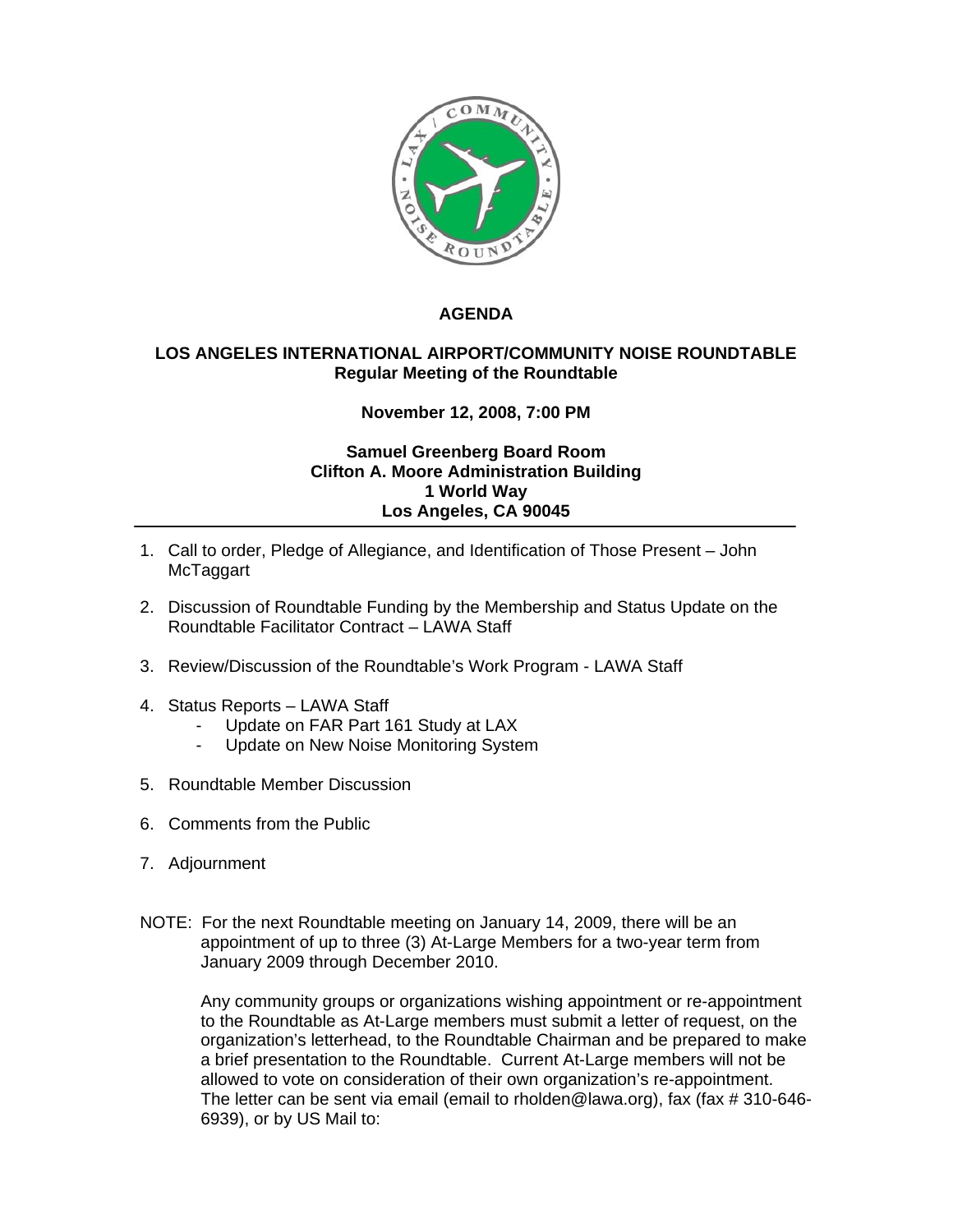# AGENDA

## LOS ANGELES INTERNATIONAL AIRPORT/COMMUNITY NOISE ROUNDTABLE
**Regular Meeting of the Roundtable**

**November 12, 2008, 7:00 PM**

**Samuel Greenberg Board Room**
**Clifton A. Moore Administration Building**
**1 World Way**
**Los Angeles, CA 90045**

---

1. Call to order, Pledge of Allegiance, and Identification of Those Present – John McTaggart
2. Discussion of Roundtable Funding by the Membership and Status Update on the Roundtable Facilitator Contract – LAWA Staff
3. Review/Discussion of the Roundtable's Work Program - LAWA Staff
4. Status Reports – LAWA Staff
   - Update on FAR Part 161 Study at LAX
   - Update on New Noise Monitoring System
5. Roundtable Member Discussion
6. Comments from the Public
7. Adjournment

NOTE: For the next Roundtable meeting on January 14, 2009, there will be an appointment of up to three (3) At-Large Members for a two-year term from January 2009 through December 2010.

Any community groups or organizations wishing appointment or re-appointment to the Roundtable as At-Large members must submit a letter of request, on the organization's letterhead, to the Roundtable Chairman and be prepared to make a brief presentation to the Roundtable. Current At-Large members will not be allowed to vote on consideration of their own organization's re-appointment. The letter can be sent via email (email to rholden@lawa.org), fax (fax # 310-646-6939), or by US Mail to: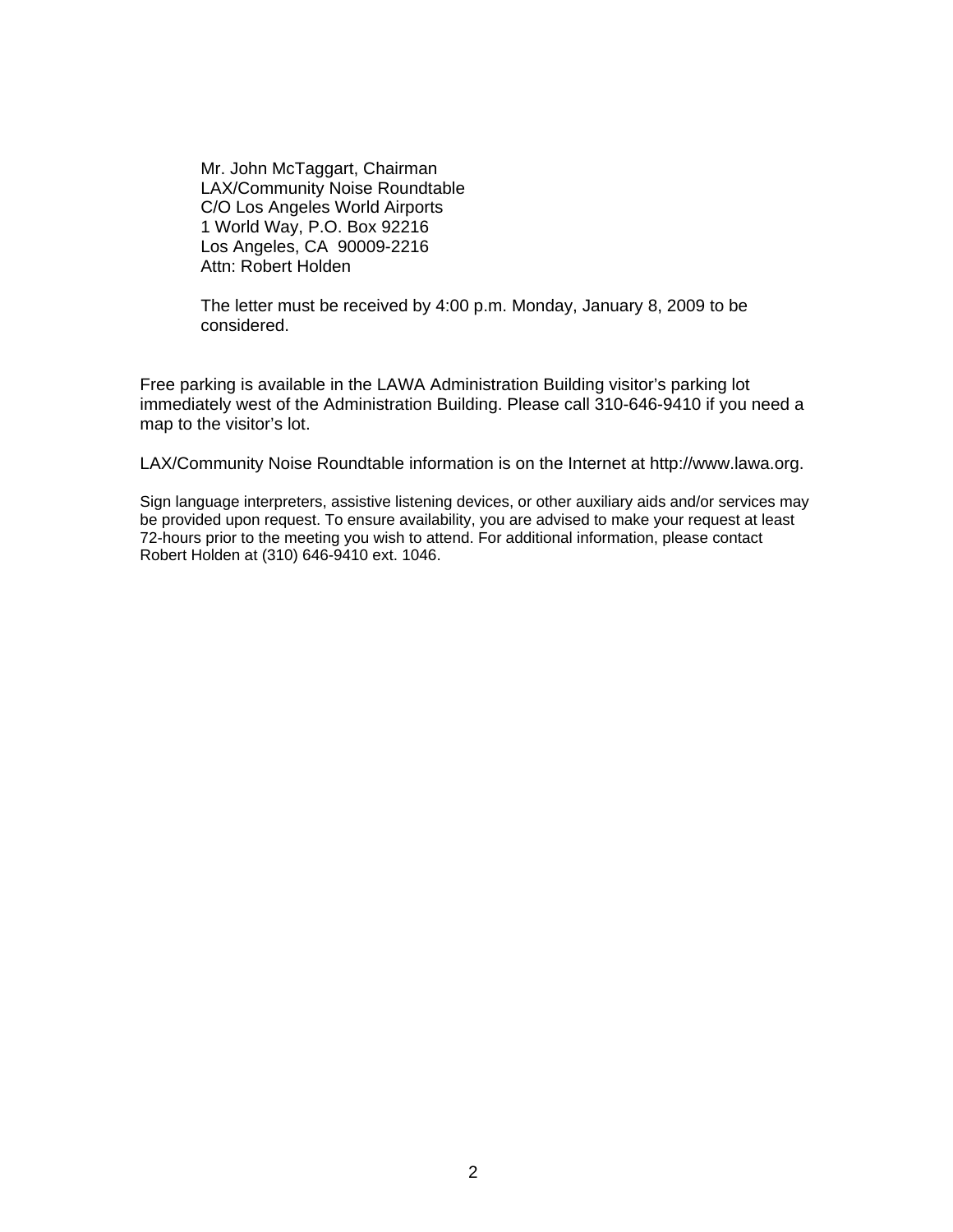Mr. John McTaggart, Chairman
LAX/Community Noise Roundtable
C/O Los Angeles World Airports
1 World Way, P.O. Box 92216
Los Angeles, CA 90009-2216
Attn: Robert Holden

The letter must be received by 4:00 p.m. Monday, January 8, 2009 to be considered.

Free parking is available in the LAWA Administration Building visitor's parking lot immediately west of the Administration Building. Please call 310-646-9410 if you need a map to the visitor's lot.

LAX/Community Noise Roundtable information is on the Internet at http://www.lawa.org.

Sign language interpreters, assistive listening devices, or other auxiliary aids and/or services may be provided upon request. To ensure availability, you are advised to make your request at least 72-hours prior to the meeting you wish to attend. For additional information, please contact Robert Holden at (310) 646-9410 ext. 1046.